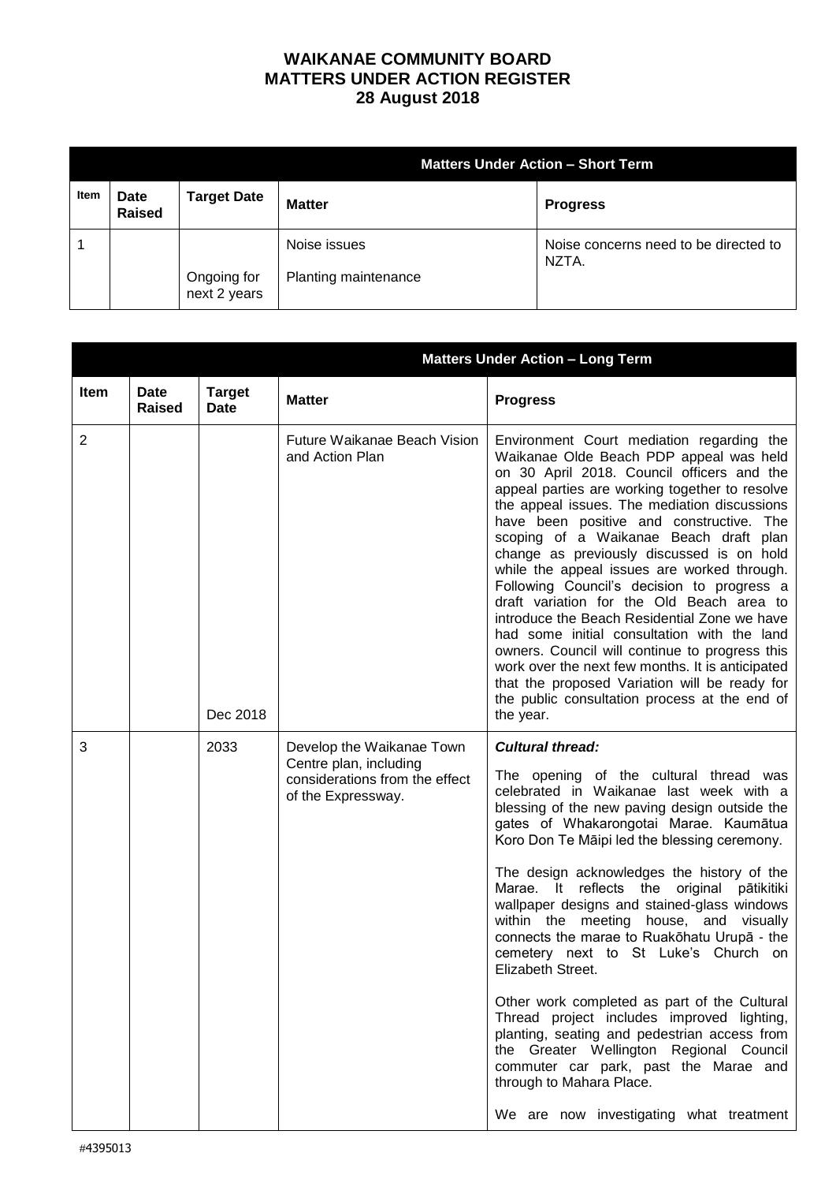# WAIKANAE COMMUNITY BOARD
# MATTERS UNDER ACTION REGISTER
# 28 August 2018

| Matters Under Action – Short Term | | | | |
|---|---|---|---|---|
| **Item** | **Date Raised** | **Target Date** | **Matter** | **Progress** |
| 1 | | Ongoing for next 2 years | Noise issues<br><br>Planting maintenance | Noise concerns need to be directed to NZTA. |

| Matters Under Action – Long Term | | | | |
|---|---|---|---|---|
| **Item** | **Date Raised** | **Target Date** | **Matter** | **Progress** |
| 2 | | Dec 2018 | Future Waikanae Beach Vision and Action Plan | Environment Court mediation regarding the Waikanae Olde Beach PDP appeal was held on 30 April 2018. Council officers and the appeal parties are working together to resolve the appeal issues. The mediation discussions have been positive and constructive. The scoping of a Waikanae Beach draft plan change as previously discussed is on hold while the appeal issues are worked through. Following Council's decision to progress a draft variation for the Old Beach area to introduce the Beach Residential Zone we have had some initial consultation with the land owners. Council will continue to progress this work over the next few months. It is anticipated that the proposed Variation will be ready for the public consultation process at the end of the year. |
| 3 | | 2033 | Develop the Waikanae Town Centre plan, including considerations from the effect of the Expressway. | ***Cultural thread:***<br><br>The opening of the cultural thread was celebrated in Waikanae last week with a blessing of the new paving design outside the gates of Whakarongotai Marae. Kaumātua Koro Don Te Māipi led the blessing ceremony.<br><br>The design acknowledges the history of the Marae. It reflects the original pātikitiki wallpaper designs and stained-glass windows within the meeting house, and visually connects the marae to Ruakōhatu Urupā - the cemetery next to St Luke's Church on Elizabeth Street.<br><br>Other work completed as part of the Cultural Thread project includes improved lighting, planting, seating and pedestrian access from the Greater Wellington Regional Council commuter car park, past the Marae and through to Mahara Place.<br><br>We are now investigating what treatment |

#4395013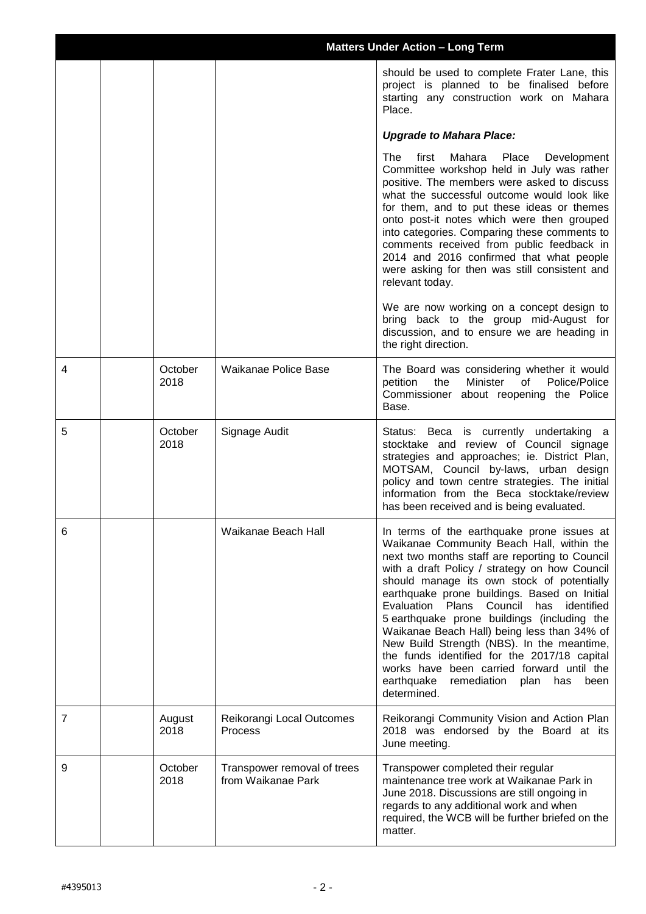| Matters Under Action – Long Term | | | | |
|---|---|---|---|---|
| | | | | should be used to complete Frater Lane, this project is planned to be finalised before starting any construction work on Mahara Place.<br><br>***Upgrade to Mahara Place:***<br><br>The first Mahara Place Development Committee workshop held in July was rather positive. The members were asked to discuss what the successful outcome would look like for them, and to put these ideas or themes onto post-it notes which were then grouped into categories. Comparing these comments to comments received from public feedback in 2014 and 2016 confirmed that what people were asking for then was still consistent and relevant today.<br><br>We are now working on a concept design to bring back to the group mid-August for discussion, and to ensure we are heading in the right direction. |
| 4 | | October 2018 | Waikanae Police Base | The Board was considering whether it would petition the Minister of Police/Police Commissioner about reopening the Police Base. |
| 5 | | October 2018 | Signage Audit | Status: Beca is currently undertaking a stocktake and review of Council signage strategies and approaches; ie. District Plan, MOTSAM, Council by-laws, urban design policy and town centre strategies. The initial information from the Beca stocktake/review has been received and is being evaluated. |
| 6 | | | Waikanae Beach Hall | In terms of the earthquake prone issues at Waikanae Community Beach Hall, within the next two months staff are reporting to Council with a draft Policy / strategy on how Council should manage its own stock of potentially earthquake prone buildings. Based on Initial Evaluation Plans Council has identified 5 earthquake prone buildings (including the Waikanae Beach Hall) being less than 34% of New Build Strength (NBS). In the meantime, the funds identified for the 2017/18 capital works have been carried forward until the earthquake remediation plan has been determined. |
| 7 | | August 2018 | Reikorangi Local Outcomes Process | Reikorangi Community Vision and Action Plan 2018 was endorsed by the Board at its June meeting. |
| 9 | | October 2018 | Transpower removal of trees from Waikanae Park | Transpower completed their regular maintenance tree work at Waikanae Park in June 2018. Discussions are still ongoing in regards to any additional work and when required, the WCB will be further briefed on the matter. |

#4395013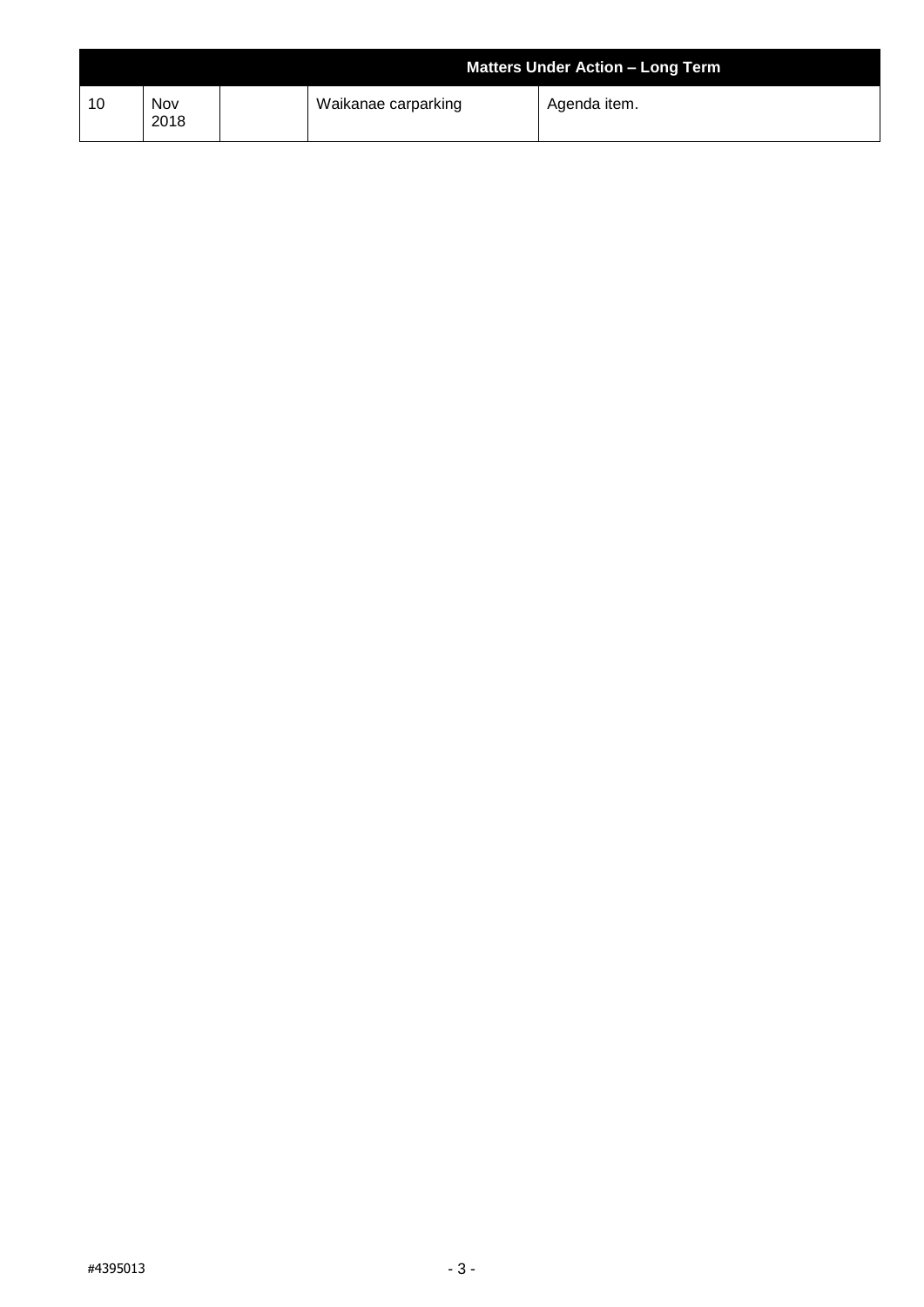| | | | | Matters Under Action – Long Term |
|---|---|---|---|---|
| 10 | Nov 2018 | | Waikanae carparking | Agenda item. |